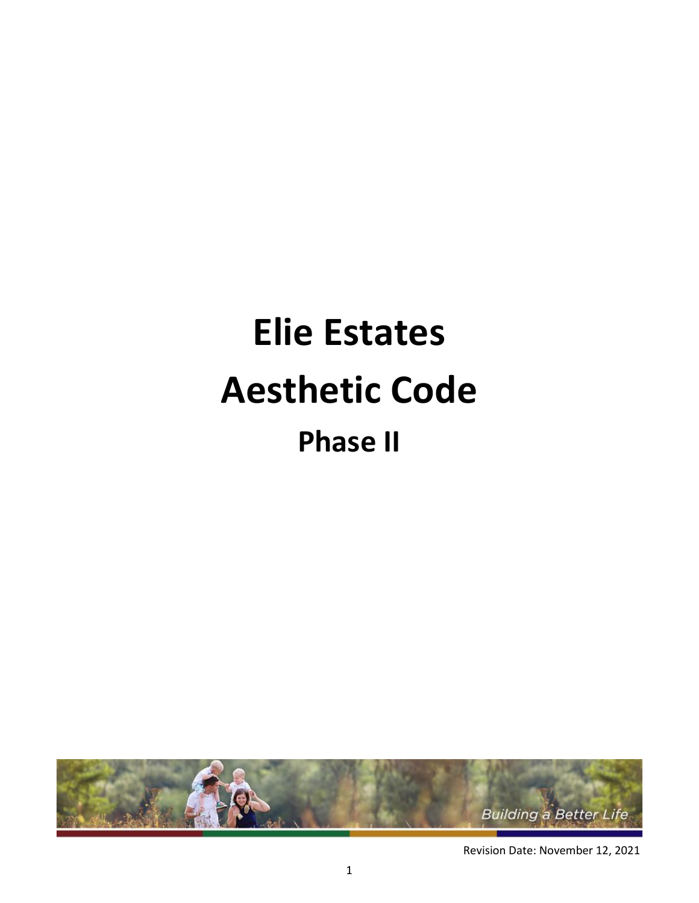# Elie Estates

# Aesthetic Code

## Phase II

Building a Better Life

Revision Date: November 12, 2021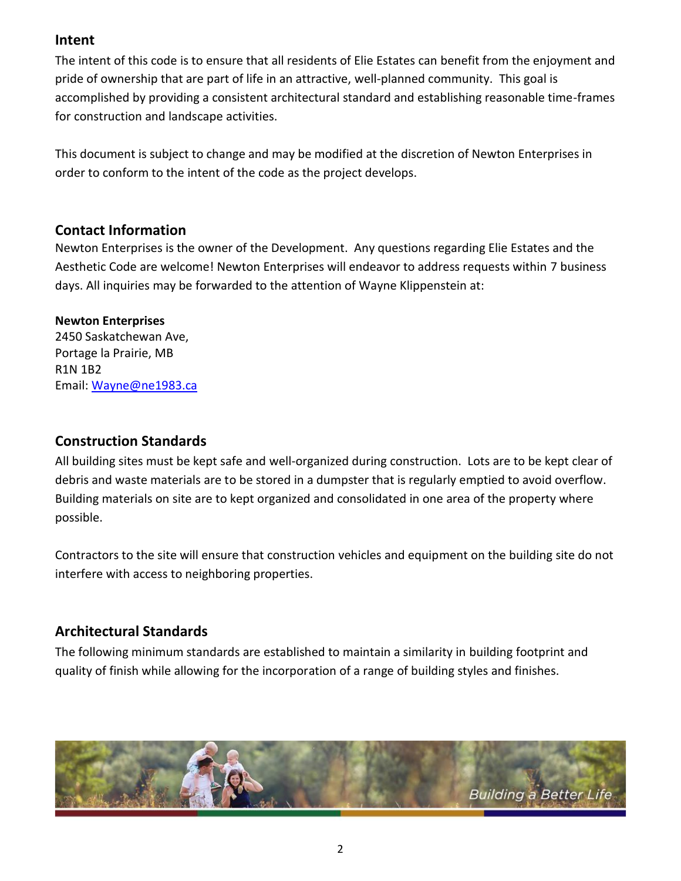## Intent

The intent of this code is to ensure that all residents of Elie Estates can benefit from the enjoyment and pride of ownership that are part of life in an attractive, well-planned community. This goal is accomplished by providing a consistent architectural standard and establishing reasonable time-frames for construction and landscape activities.

This document is subject to change and may be modified at the discretion of Newton Enterprises in order to conform to the intent of the code as the project develops.

## Contact Information

Newton Enterprises is the owner of the Development. Any questions regarding Elie Estates and the Aesthetic Code are welcome! Newton Enterprises will endeavor to address requests within 7 business days. All inquiries may be forwarded to the attention of Wayne Klippenstein at:

**Newton Enterprises**
2450 Saskatchewan Ave,
Portage la Prairie, MB
R1N 1B2
Email: Wayne@ne1983.ca

## Construction Standards

All building sites must be kept safe and well-organized during construction. Lots are to be kept clear of debris and waste materials are to be stored in a dumpster that is regularly emptied to avoid overflow. Building materials on site are to kept organized and consolidated in one area of the property where possible.

Contractors to the site will ensure that construction vehicles and equipment on the building site do not interfere with access to neighboring properties.

## Architectural Standards

The following minimum standards are established to maintain a similarity in building footprint and quality of finish while allowing for the incorporation of a range of building styles and finishes.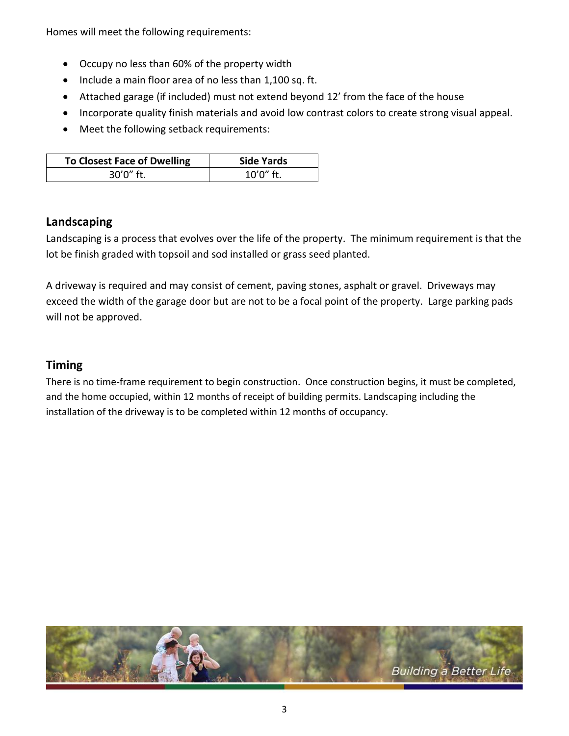Homes will meet the following requirements:

- Occupy no less than 60% of the property width
- Include a main floor area of no less than 1,100 sq. ft.
- Attached garage (if included) must not extend beyond 12' from the face of the house
- Incorporate quality finish materials and avoid low contrast colors to create strong visual appeal.
- Meet the following setback requirements:

| To Closest Face of Dwelling | Side Yards |
|---|---|
| 30'0" ft. | 10'0" ft. |

## Landscaping

Landscaping is a process that evolves over the life of the property. The minimum requirement is that the lot be finish graded with topsoil and sod installed or grass seed planted.

A driveway is required and may consist of cement, paving stones, asphalt or gravel. Driveways may exceed the width of the garage door but are not to be a focal point of the property. Large parking pads will not be approved.

## Timing

There is no time-frame requirement to begin construction. Once construction begins, it must be completed, and the home occupied, within 12 months of receipt of building permits. Landscaping including the installation of the driveway is to be completed within 12 months of occupancy.